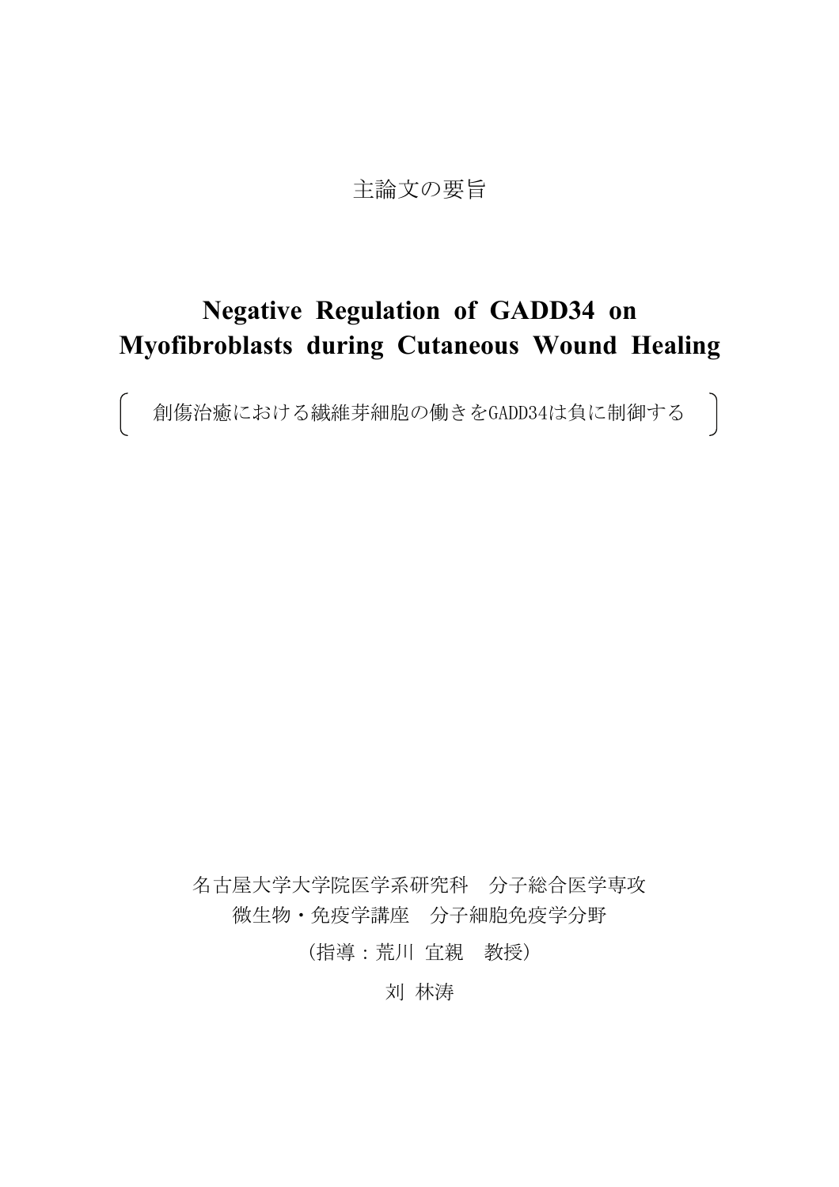主論文の要旨

# Negative Regulation of GADD34 on Myofibroblasts during Cutaneous Wound Healing

（ 創傷治癒における繊維芽細胞の働きをGADD34は負に制御する ）

名古屋大学大学院医学系研究科　分子総合医学専攻

微生物・免疫学講座　分子細胞免疫学分野

（指導：荒川 宜親　教授）

刘 林涛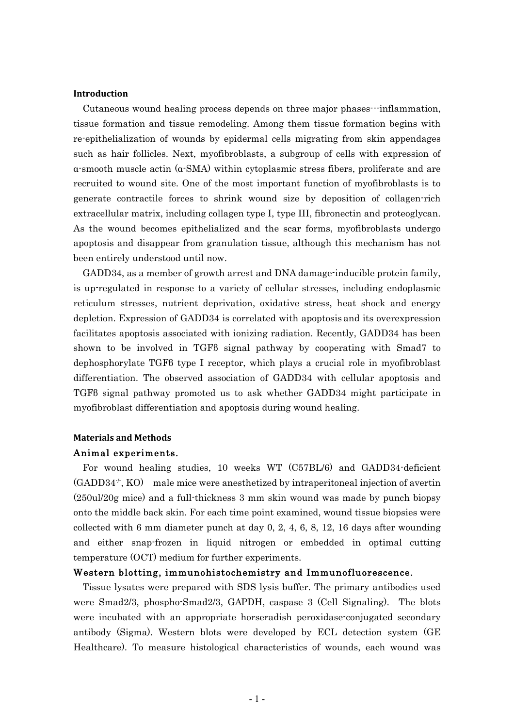## Introduction

Cutaneous wound healing process depends on three major phases---inflammation, tissue formation and tissue remodeling. Among them tissue formation begins with re-epithelialization of wounds by epidermal cells migrating from skin appendages such as hair follicles. Next, myofibroblasts, a subgroup of cells with expression of α-smooth muscle actin (α-SMA) within cytoplasmic stress fibers, proliferate and are recruited to wound site. One of the most important function of myofibroblasts is to generate contractile forces to shrink wound size by deposition of collagen-rich extracellular matrix, including collagen type I, type III, fibronectin and proteoglycan. As the wound becomes epithelialized and the scar forms, myofibroblasts undergo apoptosis and disappear from granulation tissue, although this mechanism has not been entirely understood until now.

GADD34, as a member of growth arrest and DNA damage-inducible protein family, is up-regulated in response to a variety of cellular stresses, including endoplasmic reticulum stresses, nutrient deprivation, oxidative stress, heat shock and energy depletion. Expression of GADD34 is correlated with apoptosis and its overexpression facilitates apoptosis associated with ionizing radiation. Recently, GADD34 has been shown to be involved in TGFβ signal pathway by cooperating with Smad7 to dephosphorylate TGFβ type I receptor, which plays a crucial role in myofibroblast differentiation. The observed association of GADD34 with cellular apoptosis and TGFβ signal pathway promoted us to ask whether GADD34 might participate in myofibroblast differentiation and apoptosis during wound healing.

## Materials and Methods

### Animal experiments.

For wound healing studies, 10 weeks WT (C57BL/6) and GADD34-deficient (GADD34$^{-/-}$, KO) male mice were anesthetized by intraperitoneal injection of avertin (250ul/20g mice) and a full-thickness 3 mm skin wound was made by punch biopsy onto the middle back skin. For each time point examined, wound tissue biopsies were collected with 6 mm diameter punch at day 0, 2, 4, 6, 8, 12, 16 days after wounding and either snap-frozen in liquid nitrogen or embedded in optimal cutting temperature (OCT) medium for further experiments.

### Western blotting, immunohistochemistry and Immunofluorescence.

Tissue lysates were prepared with SDS lysis buffer. The primary antibodies used were Smad2/3, phospho-Smad2/3, GAPDH, caspase 3 (Cell Signaling). The blots were incubated with an appropriate horseradish peroxidase-conjugated secondary antibody (Sigma). Western blots were developed by ECL detection system (GE Healthcare). To measure histological characteristics of wounds, each wound was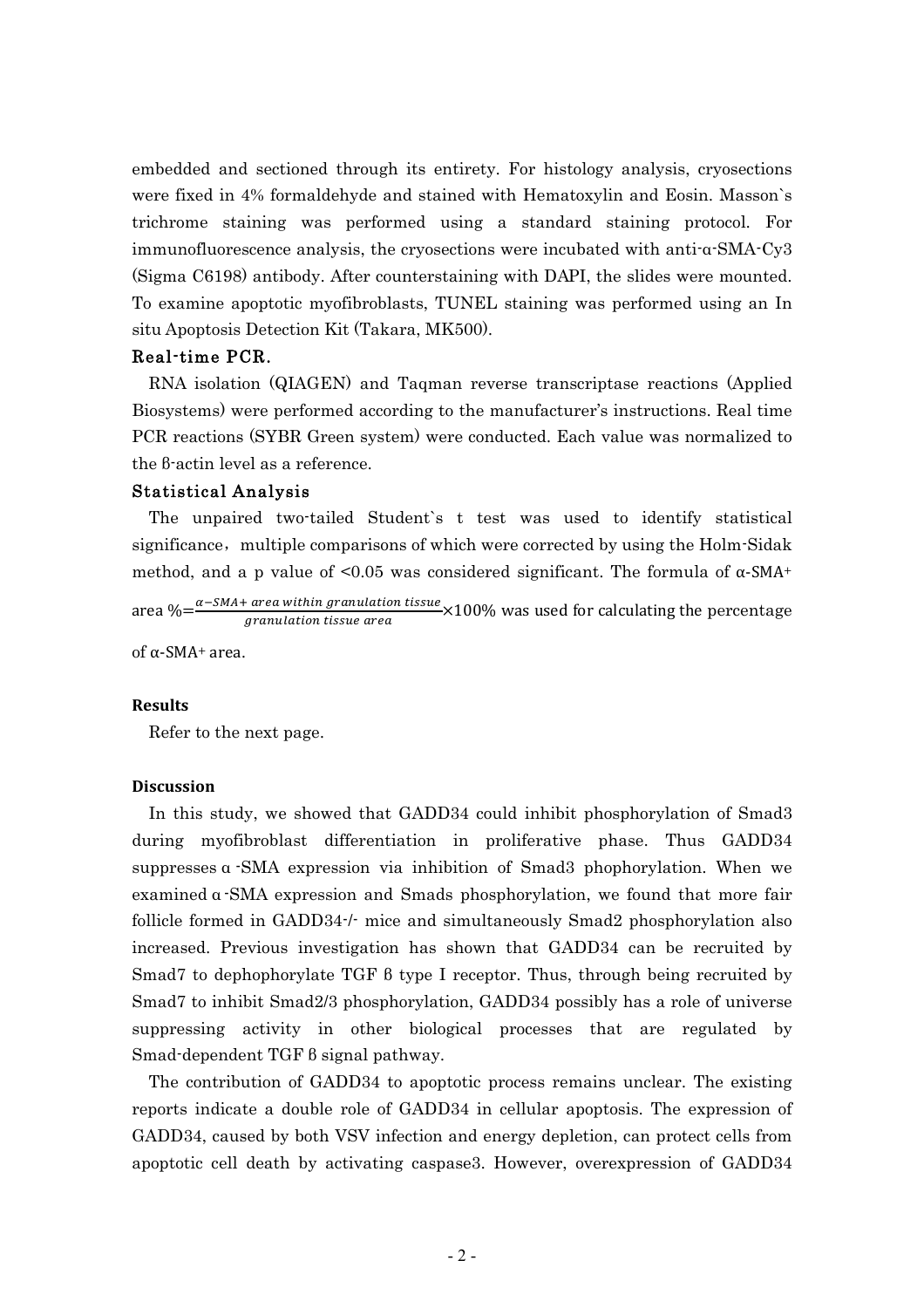embedded and sectioned through its entirety. For histology analysis, cryosections were fixed in 4% formaldehyde and stained with Hematoxylin and Eosin. Masson`s trichrome staining was performed using a standard staining protocol. For immunofluorescence analysis, the cryosections were incubated with anti-α-SMA-Cy3 (Sigma C6198) antibody. After counterstaining with DAPI, the slides were mounted. To examine apoptotic myofibroblasts, TUNEL staining was performed using an In situ Apoptosis Detection Kit (Takara, MK500).

### Real-time PCR.

RNA isolation (QIAGEN) and Taqman reverse transcriptase reactions (Applied Biosystems) were performed according to the manufacturer's instructions. Real time PCR reactions (SYBR Green system) were conducted. Each value was normalized to the β-actin level as a reference.

### Statistical Analysis

The unpaired two-tailed Student`s t test was used to identify statistical significance，multiple comparisons of which were corrected by using the Holm-Sidak method, and a p value of <0.05 was considered significant. The formula of $\alpha$-SMA$^{+}$ area % $= \frac{\alpha-SMA+\ area\ within\ granulation\ tissue}{granulation\ tissue\ area} \times 100\%$ was used for calculating the percentage of $\alpha$-SMA$^{+}$ area.

## Results

Refer to the next page.

## Discussion

In this study, we showed that GADD34 could inhibit phosphorylation of Smad3 during myofibroblast differentiation in proliferative phase. Thus GADD34 suppresses α-SMA expression via inhibition of Smad3 phophorylation. When we examined α-SMA expression and Smads phosphorylation, we found that more fair follicle formed in GADD34$^{-/-}$ mice and simultaneously Smad2 phosphorylation also increased. Previous investigation has shown that GADD34 can be recruited by Smad7 to dephophorylate TGF β type I receptor. Thus, through being recruited by Smad7 to inhibit Smad2/3 phosphorylation, GADD34 possibly has a role of universe suppressing activity in other biological processes that are regulated by Smad-dependent TGF β signal pathway.

The contribution of GADD34 to apoptotic process remains unclear. The existing reports indicate a double role of GADD34 in cellular apoptosis. The expression of GADD34, caused by both VSV infection and energy depletion, can protect cells from apoptotic cell death by activating caspase3. However, overexpression of GADD34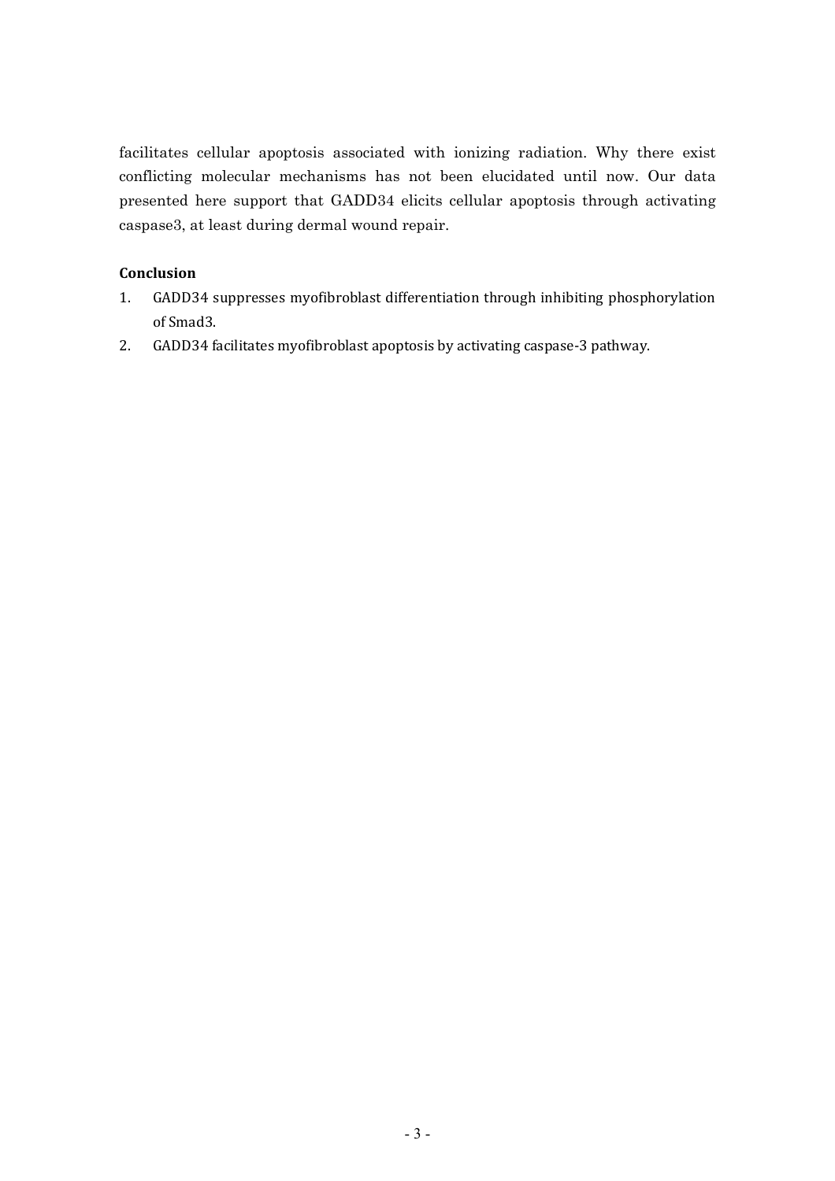facilitates cellular apoptosis associated with ionizing radiation. Why there exist conflicting molecular mechanisms has not been elucidated until now. Our data presented here support that GADD34 elicits cellular apoptosis through activating caspase3, at least during dermal wound repair.

**Conclusion**

1. GADD34 suppresses myofibroblast differentiation through inhibiting phosphorylation of Smad3.
2. GADD34 facilitates myofibroblast apoptosis by activating caspase-3 pathway.